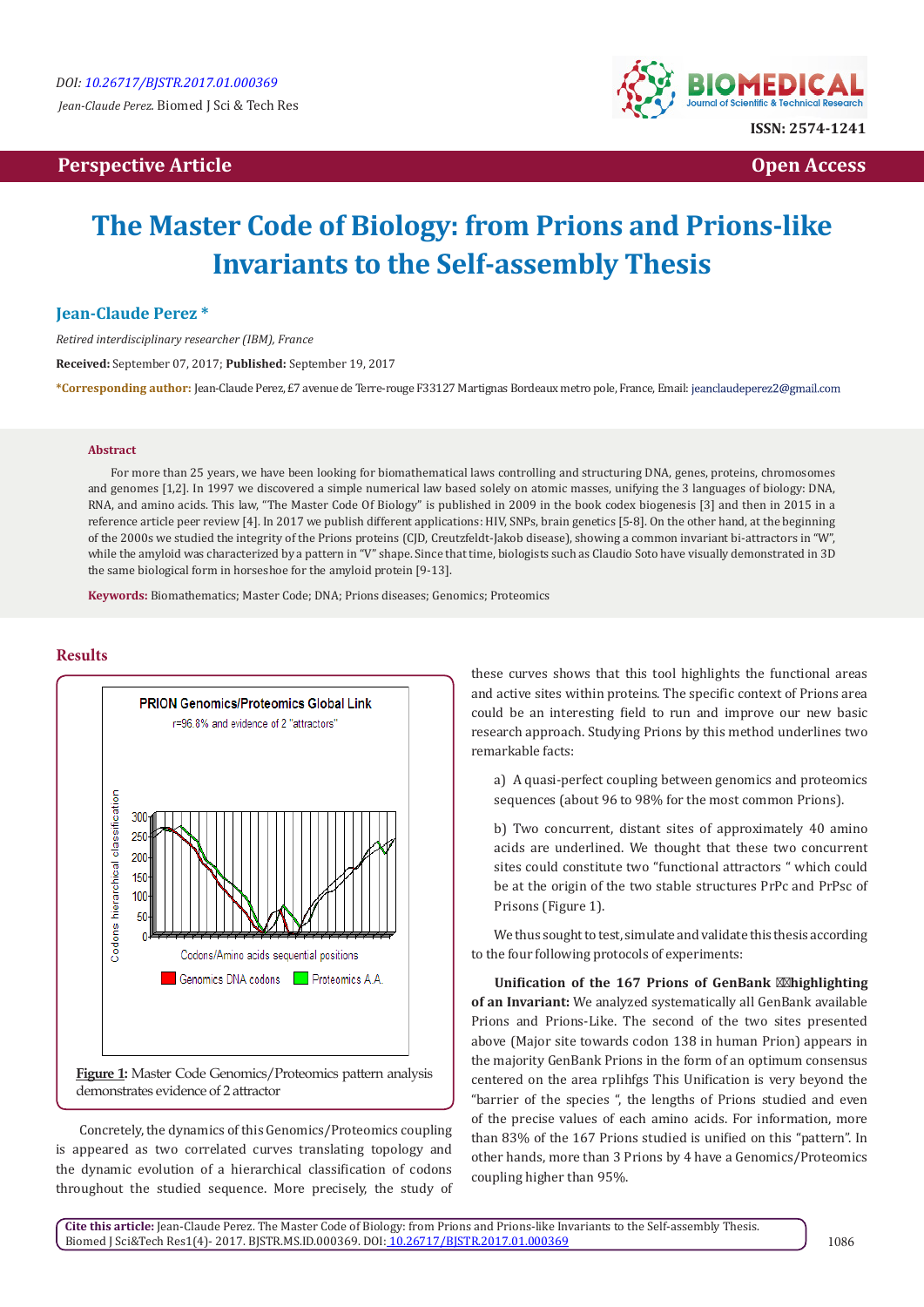DOI: 10.26717/BJSTR.2017.01.000369

*Jean-Claude Perez.* Biomed J Sci & Tech Res

ISSN: 2574-1241

**Perspective Article** **Open Access**

# The Master Code of Biology: from Prions and Prions-like Invariants to the Self-assembly Thesis

**Jean-Claude Perez \***

*Retired interdisciplinary researcher (IBM), France*

**Received:** September 07, 2017; **Published:** September 19, 2017

**\*Corresponding author:** Jean-Claude Perez, £7 avenue de Terre-rouge F33127 Martignas Bordeaux metro pole, France, Email: jeanclaudeperez2@gmail.com

## Abstract

For more than 25 years, we have been looking for biomathematical laws controlling and structuring DNA, genes, proteins, chromosomes and genomes [1,2]. In 1997 we discovered a simple numerical law based solely on atomic masses, unifying the 3 languages of biology: DNA, RNA, and amino acids. This law, "The Master Code Of Biology" is published in 2009 in the book codex biogenesis [3] and then in 2015 in a reference article peer review [4]. In 2017 we publish different applications: HIV, SNPs, brain genetics [5-8]. On the other hand, at the beginning of the 2000s we studied the integrity of the Prions proteins (CJD, Creutzfeldt-Jakob disease), showing a common invariant bi-attractors in "W", while the amyloid was characterized by a pattern in "V" shape. Since that time, biologists such as Claudio Soto have visually demonstrated in 3D the same biological form in horseshoe for the amyloid protein [9-13].

**Keywords:** Biomathematics; Master Code; DNA; Prions diseases; Genomics; Proteomics

## Results

**Figure 1:** Master Code Genomics/Proteomics pattern analysis demonstrates evidence of 2 attractor

Concretely, the dynamics of this Genomics/Proteomics coupling is appeared as two correlated curves translating topology and the dynamic evolution of a hierarchical classification of codons throughout the studied sequence. More precisely, the study of these curves shows that this tool highlights the functional areas and active sites within proteins. The specific context of Prions area could be an interesting field to run and improve our new basic research approach. Studying Prions by this method underlines two remarkable facts:

a) A quasi-perfect coupling between genomics and proteomics sequences (about 96 to 98% for the most common Prions).

b) Two concurrent, distant sites of approximately 40 amino acids are underlined. We thought that these two concurrent sites could constitute two "functional attractors " which could be at the origin of the two stable structures PrPc and PrPsc of Prisons (Figure 1).

We thus sought to test, simulate and validate this thesis according to the four following protocols of experiments:

**Unification of the 167 Prions of GenBank highlighting of an Invariant:** We analyzed systematically all GenBank available Prions and Prions-Like. The second of the two sites presented above (Major site towards codon 138 in human Prion) appears in the majority GenBank Prions in the form of an optimum consensus centered on the area rplihfgs This Unification is very beyond the "barrier of the species ", the lengths of Prions studied and even of the precise values of each amino acids. For information, more than 83% of the 167 Prions studied is unified on this "pattern". In other hands, more than 3 Prions by 4 have a Genomics/Proteomics coupling higher than 95%.

**Cite this article:** Jean-Claude Perez. The Master Code of Biology: from Prions and Prions-like Invariants to the Self-assembly Thesis. Biomed J Sci&Tech Res1(4)- 2017. BJSTR.MS.ID.000369. DOI: 10.26717/BJSTR.2017.01.000369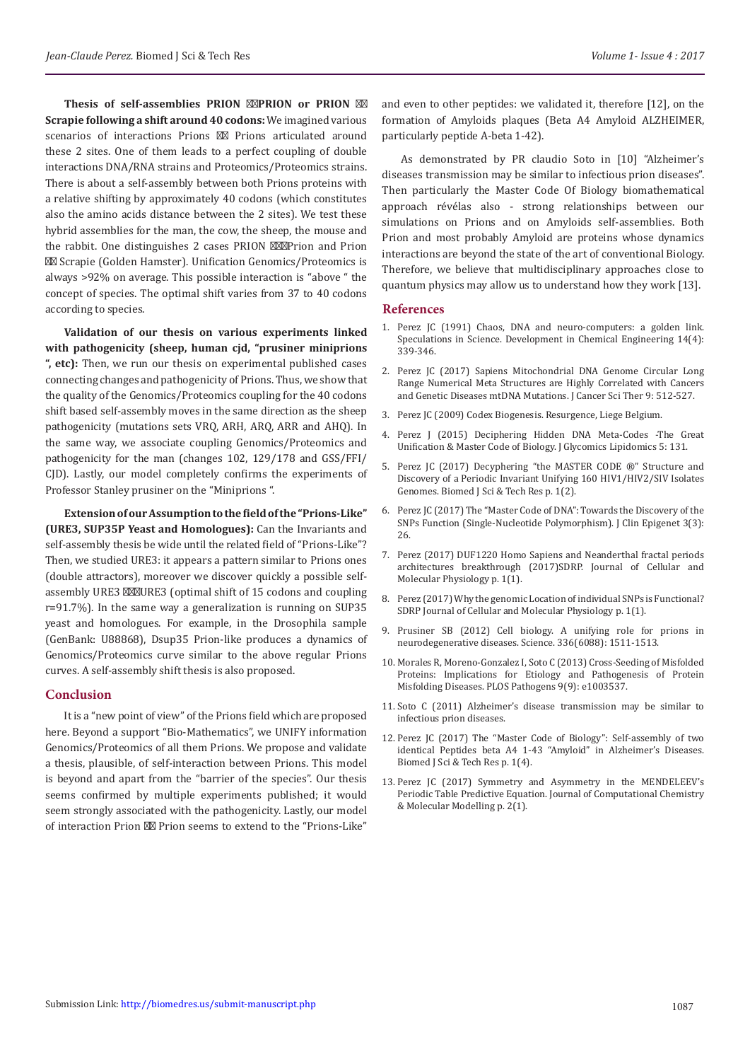**Thesis of self-assemblies PRION ⊠⊠PRION or PRION ⊠⊠ Scrapie following a shift around 40 codons:** We imagined various scenarios of interactions Prions ⊠⊠ Prions articulated around these 2 sites. One of them leads to a perfect coupling of double interactions DNA/RNA strains and Proteomics/Proteomics strains. There is about a self-assembly between both Prions proteins with a relative shifting by approximately 40 codons (which constitutes also the amino acids distance between the 2 sites). We test these hybrid assemblies for the man, the cow, the sheep, the mouse and the rabbit. One distinguishes 2 cases PRION ⊠⊠⊠Prion and Prion ⊠⊠ Scrapie (Golden Hamster). Unification Genomics/Proteomics is always >92% on average. This possible interaction is "above " the concept of species. The optimal shift varies from 37 to 40 codons according to species.

**Validation of our thesis on various experiments linked with pathogenicity (sheep, human cjd, "prusiner miniprions ", etc):** Then, we run our thesis on experimental published cases connecting changes and pathogenicity of Prions. Thus, we show that the quality of the Genomics/Proteomics coupling for the 40 codons shift based self-assembly moves in the same direction as the sheep pathogenicity (mutations sets VRQ, ARH, ARQ, ARR and AHQ). In the same way, we associate coupling Genomics/Proteomics and pathogenicity for the man (changes 102, 129/178 and GSS/FFI/CJD). Lastly, our model completely confirms the experiments of Professor Stanley prusiner on the "Miniprions ".

**Extension of our Assumption to the field of the "Prions-Like" (URE3, SUP35P Yeast and Homologues):** Can the Invariants and self-assembly thesis be wide until the related field of "Prions-Like"? Then, we studied URE3: it appears a pattern similar to Prions ones (double attractors), moreover we discover quickly a possible self-assembly URE3 ⊠⊠⊠URE3 (optimal shift of 15 codons and coupling r=91.7%). In the same way a generalization is running on SUP35 yeast and homologues. For example, in the Drosophila sample (GenBank: U88868), Dsup35 Prion-like produces a dynamics of Genomics/Proteomics curve similar to the above regular Prions curves. A self-assembly shift thesis is also proposed.

## Conclusion

It is a "new point of view" of the Prions field which are proposed here. Beyond a support "Bio-Mathematics", we UNIFY information Genomics/Proteomics of all them Prions. We propose and validate a thesis, plausible, of self-interaction between Prions. This model is beyond and apart from the "barrier of the species". Our thesis seems confirmed by multiple experiments published; it would seem strongly associated with the pathogenicity. Lastly, our model of interaction Prion ⊠⊠ Prion seems to extend to the "Prions-Like" and even to other peptides: we validated it, therefore [12], on the formation of Amyloids plaques (Beta A4 Amyloid ALZHEIMER, particularly peptide A-beta 1-42).

As demonstrated by PR claudio Soto in [10] "Alzheimer's diseases transmission may be similar to infectious prion diseases". Then particularly the Master Code Of Biology biomathematical approach révélas also - strong relationships between our simulations on Prions and on Amyloids self-assemblies. Both Prion and most probably Amyloid are proteins whose dynamics interactions are beyond the state of the art of conventional Biology. Therefore, we believe that multidisciplinary approaches close to quantum physics may allow us to understand how they work [13].

## References

1. Perez JC (1991) Chaos, DNA and neuro-computers: a golden link. Speculations in Science. Development in Chemical Engineering 14(4): 339-346.
2. Perez JC (2017) Sapiens Mitochondrial DNA Genome Circular Long Range Numerical Meta Structures are Highly Correlated with Cancers and Genetic Diseases mtDNA Mutations. J Cancer Sci Ther 9: 512-527.
3. Perez JC (2009) Codex Biogenesis. Resurgence, Liege Belgium.
4. Perez J (2015) Deciphering Hidden DNA Meta-Codes -The Great Unification & Master Code of Biology. J Glycomics Lipidomics 5: 131.
5. Perez JC (2017) Decyphering "the MASTER CODE ®" Structure and Discovery of a Periodic Invariant Unifying 160 HIV1/HIV2/SIV Isolates Genomes. Biomed J Sci & Tech Res p. 1(2).
6. Perez JC (2017) The "Master Code of DNA": Towards the Discovery of the SNPs Function (Single-Nucleotide Polymorphism). J Clin Epigenet 3(3): 26.
7. Perez (2017) DUF1220 Homo Sapiens and Neanderthal fractal periods architectures breakthrough (2017)SDRP. Journal of Cellular and Molecular Physiology p. 1(1).
8. Perez (2017) Why the genomic Location of individual SNPs is Functional? SDRP Journal of Cellular and Molecular Physiology p. 1(1).
9. Prusiner SB (2012) Cell biology. A unifying role for prions in neurodegenerative diseases. Science. 336(6088): 1511-1513.
10. Morales R, Moreno-Gonzalez I, Soto C (2013) Cross-Seeding of Misfolded Proteins: Implications for Etiology and Pathogenesis of Protein Misfolding Diseases. PLOS Pathogens 9(9): e1003537.
11. Soto C (2011) Alzheimer's disease transmission may be similar to infectious prion diseases.
12. Perez JC (2017) The "Master Code of Biology": Self-assembly of two identical Peptides beta A4 1-43 "Amyloid" in Alzheimer's Diseases. Biomed J Sci & Tech Res p. 1(4).
13. Perez JC (2017) Symmetry and Asymmetry in the MENDELEEV's Periodic Table Predictive Equation. Journal of Computational Chemistry & Molecular Modelling p. 2(1).

Submission Link: http://biomedres.us/submit-manuscript.php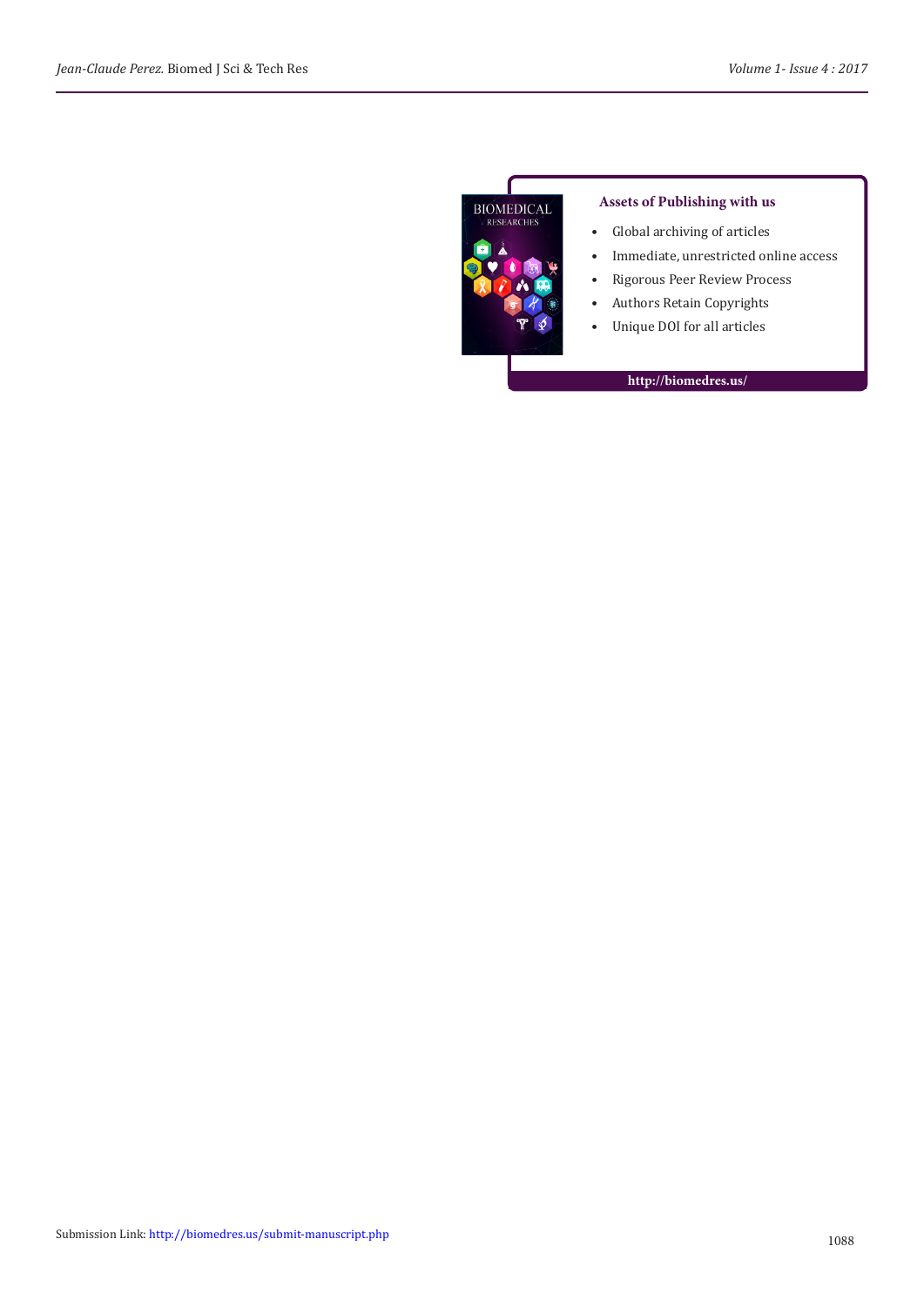### Assets of Publishing with us

- Global archiving of articles
- Immediate, unrestricted online access
- Rigorous Peer Review Process
- Authors Retain Copyrights
- Unique DOI for all articles

**http://biomedres.us/**

Submission Link: http://biomedres.us/submit-manuscript.php